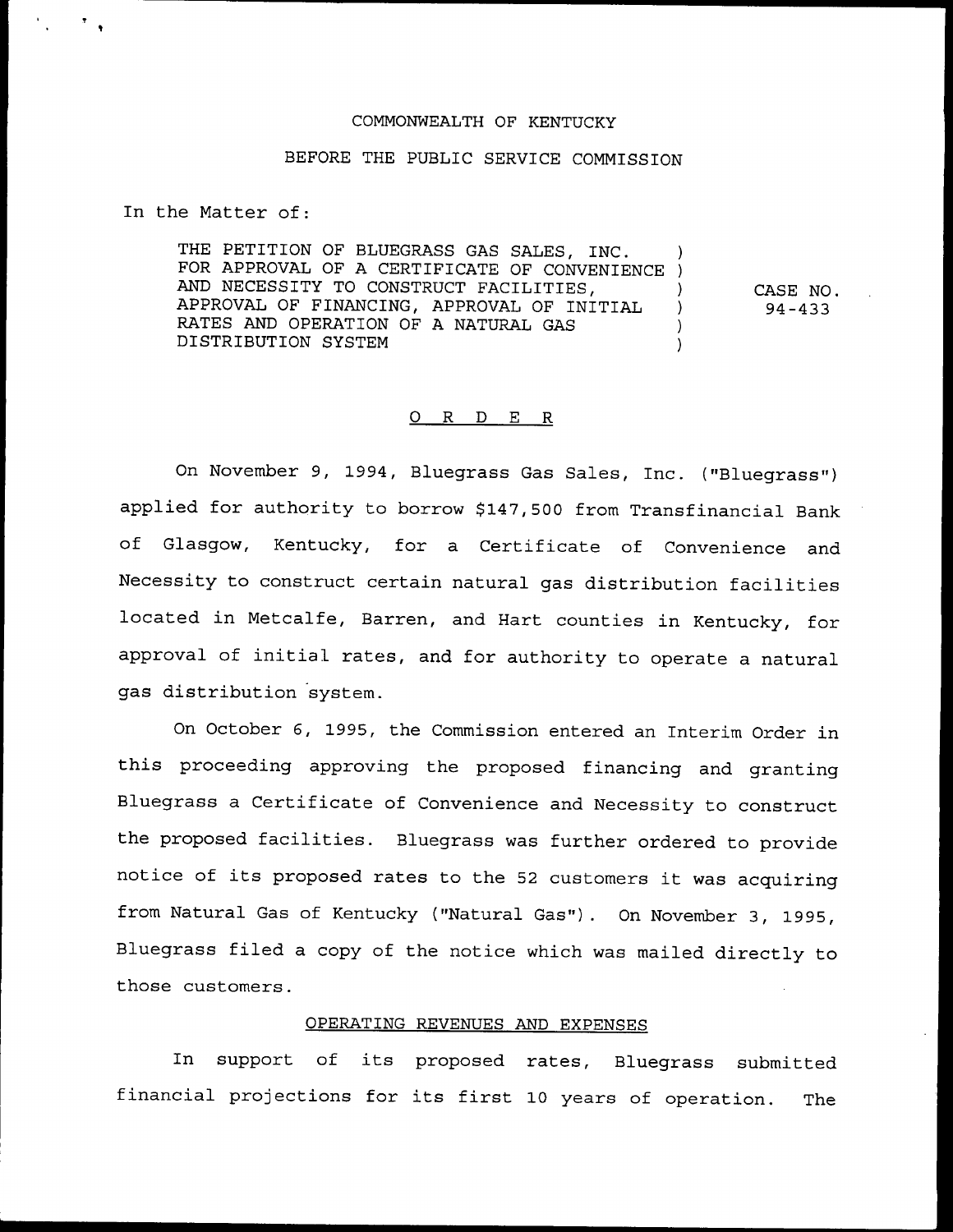COMMONWEALTH OF KENTUCKY

BEFORE THE PUBLIC SERVICE COMMISSION

In the Matter of:

| | |
|---|---|
| THE PETITION OF BLUEGRASS GAS SALES, INC. FOR APPROVAL OF A CERTIFICATE OF CONVENIENCE AND NECESSITY TO CONSTRUCT FACILITIES, APPROVAL OF FINANCING, APPROVAL OF INITIAL RATES AND OPERATION OF A NATURAL GAS DISTRIBUTION SYSTEM | CASE NO. 94-433 |

# O R D E R

On November 9, 1994, Bluegrass Gas Sales, Inc. ("Bluegrass") applied for authority to borrow $147,500 from Transfinancial Bank of Glasgow, Kentucky, for a Certificate of Convenience and Necessity to construct certain natural gas distribution facilities located in Metcalfe, Barren, and Hart counties in Kentucky, for approval of initial rates, and for authority to operate a natural gas distribution system.

On October 6, 1995, the Commission entered an Interim Order in this proceeding approving the proposed financing and granting Bluegrass a Certificate of Convenience and Necessity to construct the proposed facilities. Bluegrass was further ordered to provide notice of its proposed rates to the 52 customers it was acquiring from Natural Gas of Kentucky ("Natural Gas"). On November 3, 1995, Bluegrass filed a copy of the notice which was mailed directly to those customers.

## OPERATING REVENUES AND EXPENSES

In support of its proposed rates, Bluegrass submitted financial projections for its first 10 years of operation. The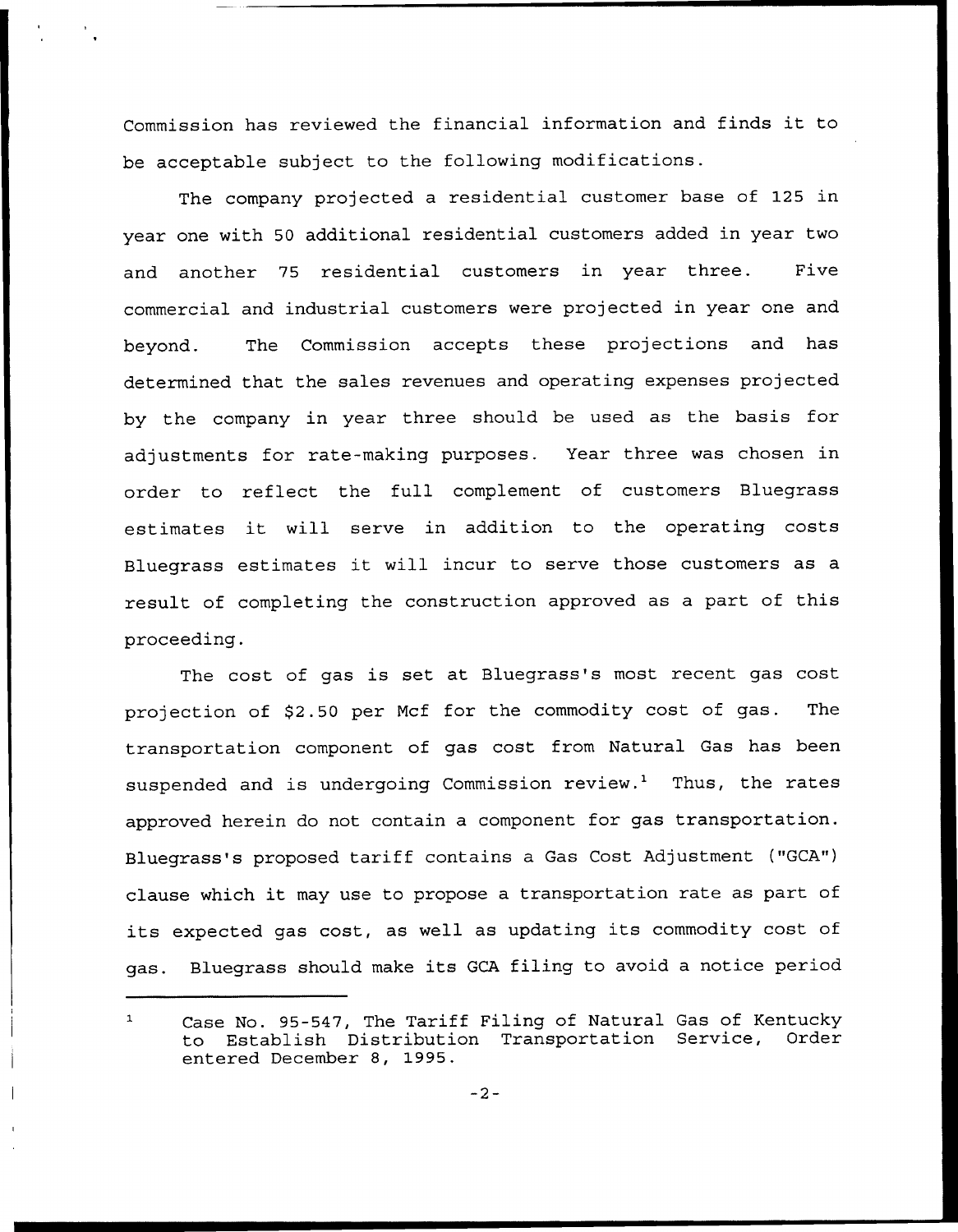Commission has reviewed the financial information and finds it to be acceptable subject to the following modifications.

The company projected a residential customer base of 125 in year one with 50 additional residential customers added in year two and another 75 residential customers in year three. Five commercial and industrial customers were projected in year one and beyond. The Commission accepts these projections and has determined that the sales revenues and operating expenses projected by the company in year three should be used as the basis for adjustments for rate-making purposes. Year three was chosen in order to reflect the full complement of customers Bluegrass estimates it will serve in addition to the operating costs Bluegrass estimates it will incur to serve those customers as a result of completing the construction approved as a part of this proceeding.

The cost of gas is set at Bluegrass's most recent gas cost projection of $2.50 per Mcf for the commodity cost of gas. The transportation component of gas cost from Natural Gas has been suspended and is undergoing Commission review.[1] Thus, the rates approved herein do not contain a component for gas transportation. Bluegrass's proposed tariff contains a Gas Cost Adjustment ("GCA") clause which it may use to propose a transportation rate as part of its expected gas cost, as well as updating its commodity cost of gas. Bluegrass should make its GCA filing to avoid a notice period

---

[1] Case No. 95-547, The Tariff Filing of Natural Gas of Kentucky to Establish Distribution Transportation Service, Order entered December 8, 1995.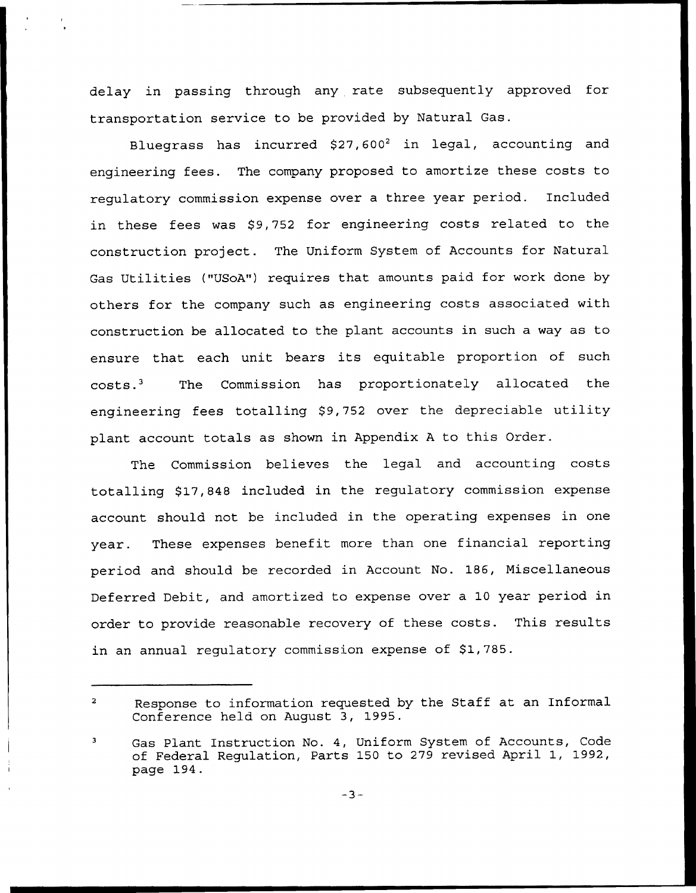delay in passing through any rate subsequently approved for transportation service to be provided by Natural Gas.

Bluegrass has incurred $27,600[2] in legal, accounting and engineering fees. The company proposed to amortize these costs to regulatory commission expense over a three year period. Included in these fees was $9,752 for engineering costs related to the construction project. The Uniform System of Accounts for Natural Gas Utilities ("USoA") requires that amounts paid for work done by others for the company such as engineering costs associated with construction be allocated to the plant accounts in such a way as to ensure that each unit bears its equitable proportion of such costs.[3] The Commission has proportionately allocated the engineering fees totalling $9,752 over the depreciable utility plant account totals as shown in Appendix A to this Order.

The Commission believes the legal and accounting costs totalling $17,848 included in the regulatory commission expense account should not be included in the operating expenses in one year. These expenses benefit more than one financial reporting period and should be recorded in Account No. 186, Miscellaneous Deferred Debit, and amortized to expense over a 10 year period in order to provide reasonable recovery of these costs. This results in an annual regulatory commission expense of $1,785.

---

[2] Response to information requested by the Staff at an Informal Conference held on August 3, 1995.

[3] Gas Plant Instruction No. 4, Uniform System of Accounts, Code of Federal Regulation, Parts 150 to 279 revised April 1, 1992, page 194.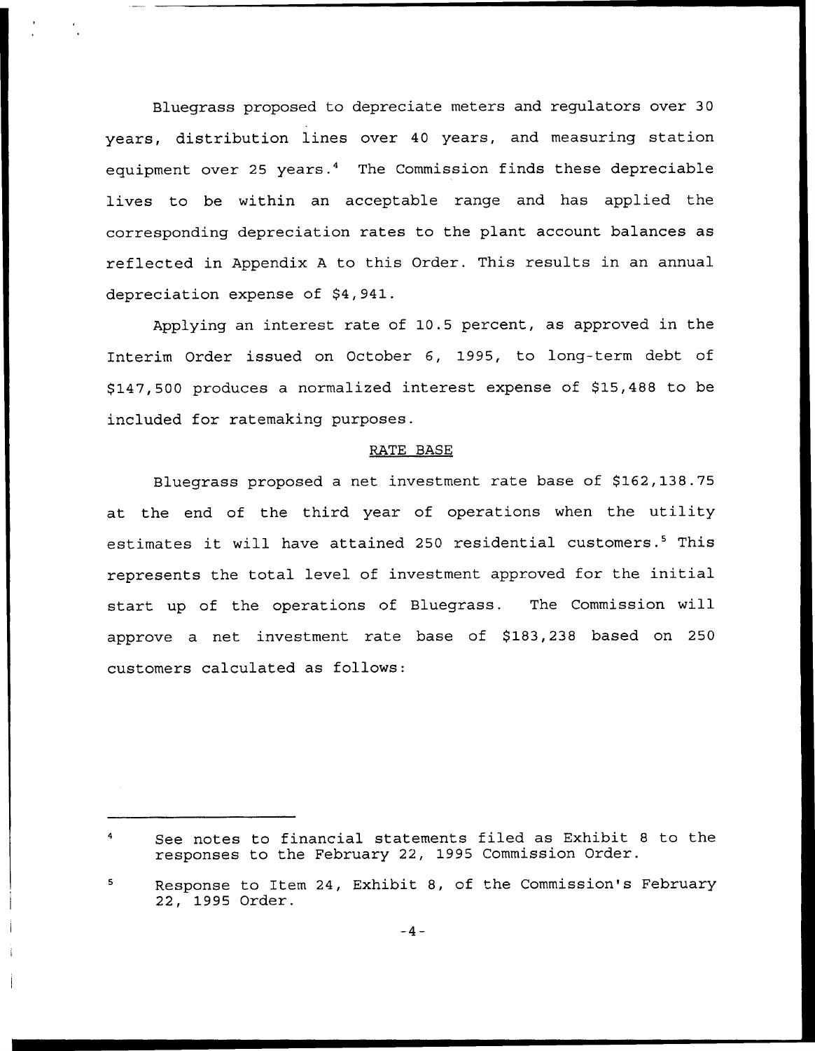Bluegrass proposed to depreciate meters and regulators over 30 years, distribution lines over 40 years, and measuring station equipment over 25 years.[4] The Commission finds these depreciable lives to be within an acceptable range and has applied the corresponding depreciation rates to the plant account balances as reflected in Appendix A to this Order. This results in an annual depreciation expense of $4,941.

Applying an interest rate of 10.5 percent, as approved in the Interim Order issued on October 6, 1995, to long-term debt of $147,500 produces a normalized interest expense of $15,488 to be included for ratemaking purposes.

## RATE BASE

Bluegrass proposed a net investment rate base of $162,138.75 at the end of the third year of operations when the utility estimates it will have attained 250 residential customers.[5] This represents the total level of investment approved for the initial start up of the operations of Bluegrass. The Commission will approve a net investment rate base of $183,238 based on 250 customers calculated as follows:

---

[4] See notes to financial statements filed as Exhibit 8 to the responses to the February 22, 1995 Commission Order.

[5] Response to Item 24, Exhibit 8, of the Commission's February 22, 1995 Order.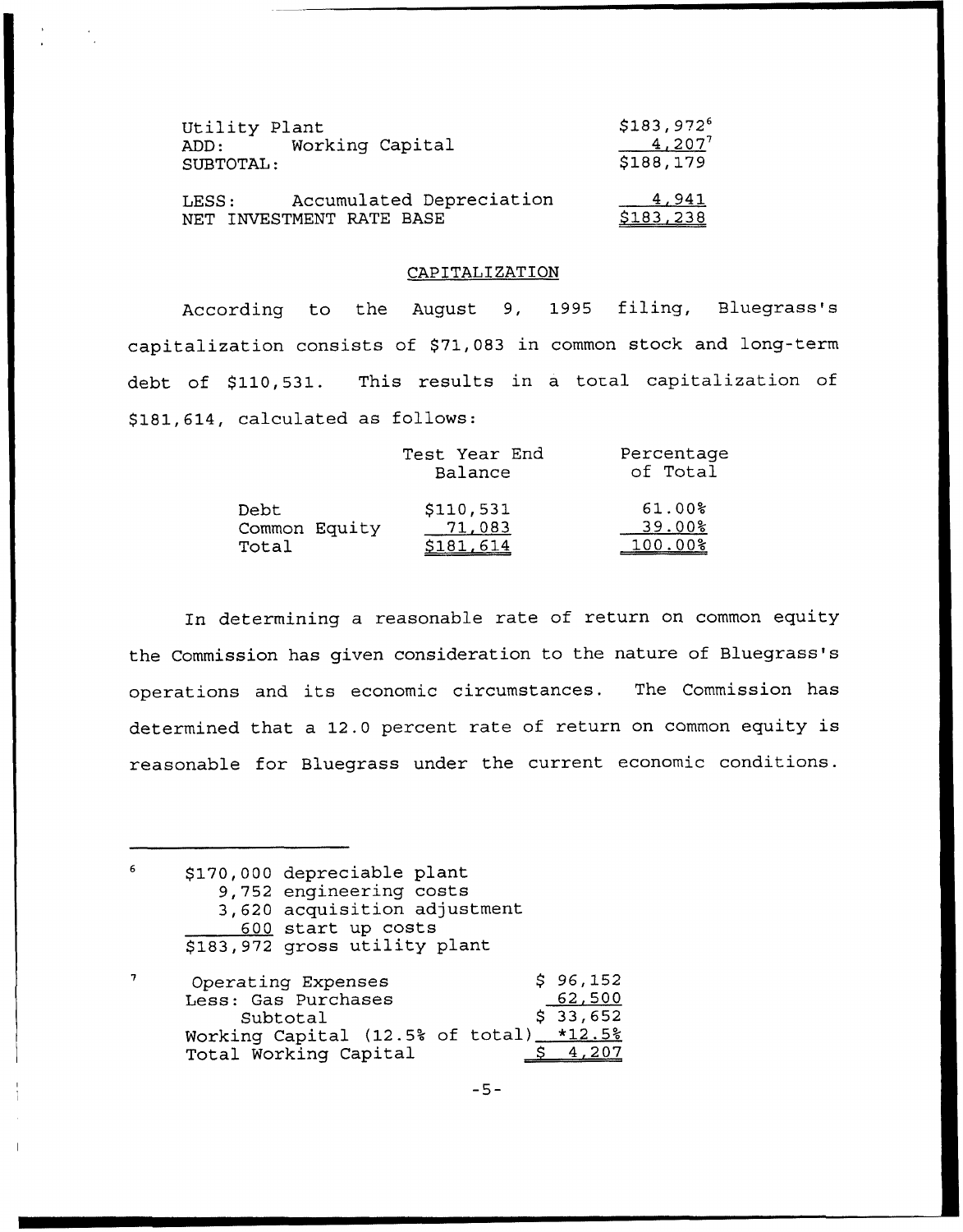| | |
|---|---|
| Utility Plant | $183,972[6] |
| ADD: Working Capital | 4,207[7] |
| SUBTOTAL: | $188,179 |
| LESS: Accumulated Depreciation | 4,941 |
| NET INVESTMENT RATE BASE | $183,238 |

## CAPITALIZATION

According to the August 9, 1995 filing, Bluegrass's capitalization consists of $71,083 in common stock and long-term debt of $110,531. This results in a total capitalization of $181,614, calculated as follows:

| | Test Year End Balance | Percentage of Total |
|---|---|---|
| Debt | $110,531 | 61.00% |
| Common Equity | 71,083 | 39.00% |
| Total | $181,614 | 100.00% |

In determining a reasonable rate of return on common equity the Commission has given consideration to the nature of Bluegrass's operations and its economic circumstances. The Commission has determined that a 12.0 percent rate of return on common equity is reasonable for Bluegrass under the current economic conditions.

---

[6]

| | |
|---|---|
| $170,000 | depreciable plant |
| 9,752 | engineering costs |
| 3,620 | acquisition adjustment |
| 600 | start up costs |
| $183,972 | gross utility plant |

[7]

| | |
|---|---|
| Operating Expenses | $ 96,152 |
| Less: Gas Purchases | 62,500 |
| Subtotal | $ 33,652 |
| Working Capital (12.5% of total) | *12.5% |
| Total Working Capital | $ 4,207 |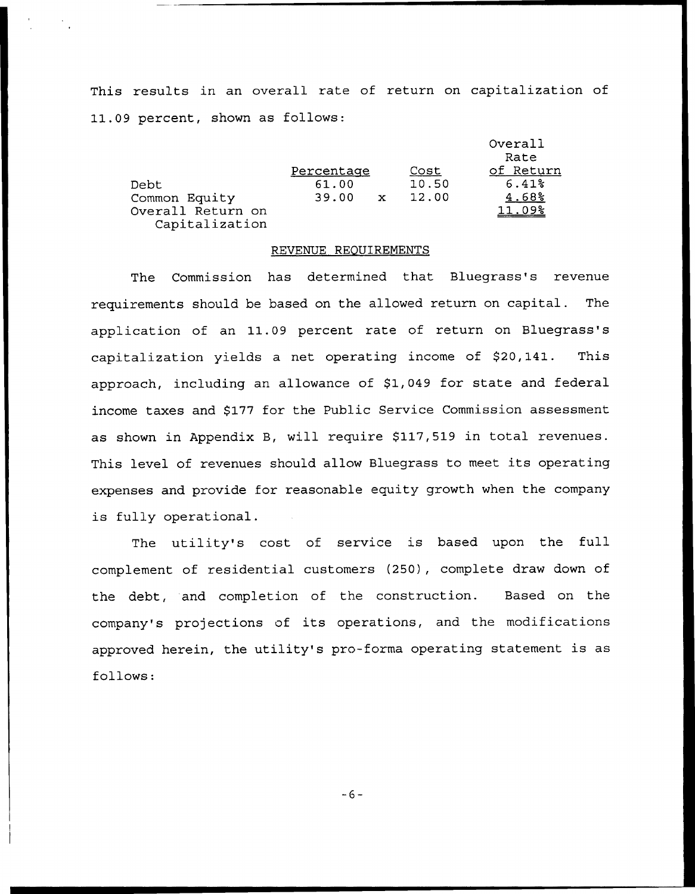This results in an overall rate of return on capitalization of 11.09 percent, shown as follows:

| | Percentage | | Cost | Overall Rate of Return |
|---|---|---|---|---|
| Debt | 61.00 | | 10.50 | 6.41% |
| Common Equity | 39.00 | x | 12.00 | 4.68% |
| Overall Return on Capitalization | | | | 11.09% |

## REVENUE REQUIREMENTS

The Commission has determined that Bluegrass's revenue requirements should be based on the allowed return on capital. The application of an 11.09 percent rate of return on Bluegrass's capitalization yields a net operating income of $20,141. This approach, including an allowance of $1,049 for state and federal income taxes and $177 for the Public Service Commission assessment as shown in Appendix B, will require $117,519 in total revenues. This level of revenues should allow Bluegrass to meet its operating expenses and provide for reasonable equity growth when the company is fully operational.

The utility's cost of service is based upon the full complement of residential customers (250), complete draw down of the debt, and completion of the construction. Based on the company's projections of its operations, and the modifications approved herein, the utility's pro-forma operating statement is as follows: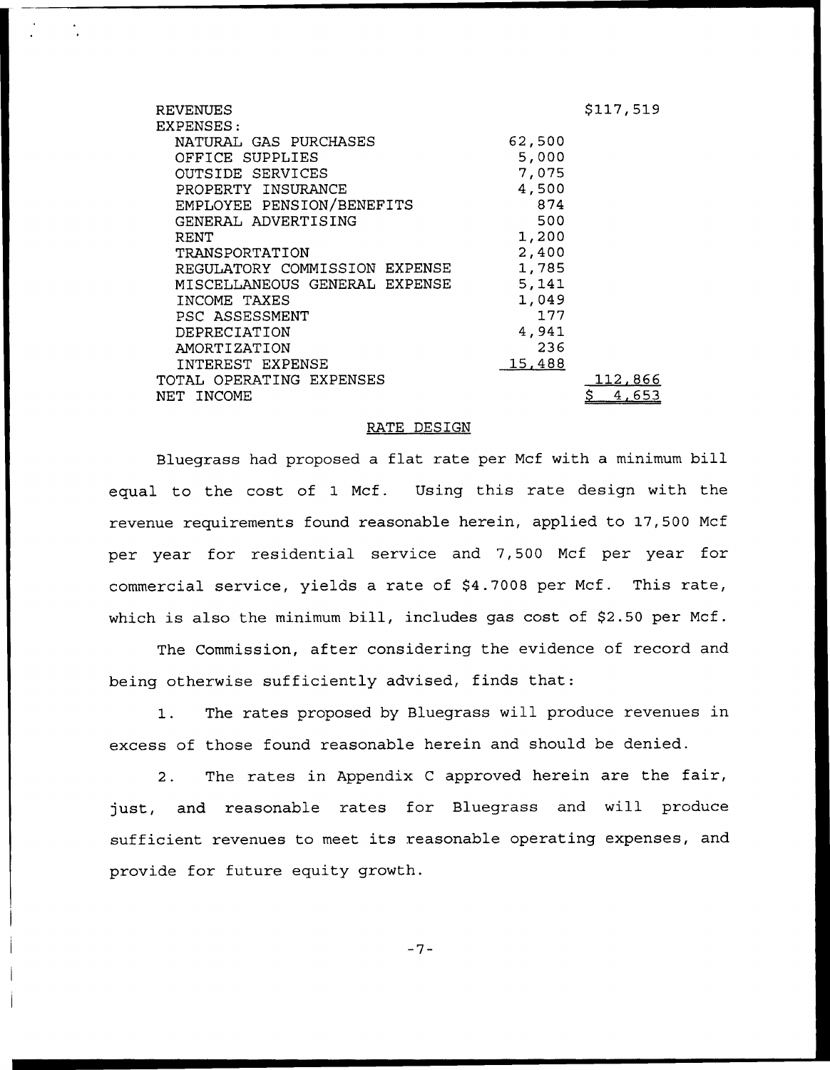| | | |
|---|---|---|
| REVENUES | | $117,519 |
| EXPENSES: | | |
| NATURAL GAS PURCHASES | 62,500 | |
| OFFICE SUPPLIES | 5,000 | |
| OUTSIDE SERVICES | 7,075 | |
| PROPERTY INSURANCE | 4,500 | |
| EMPLOYEE PENSION/BENEFITS | 874 | |
| GENERAL ADVERTISING | 500 | |
| RENT | 1,200 | |
| TRANSPORTATION | 2,400 | |
| REGULATORY COMMISSION EXPENSE | 1,785 | |
| MISCELLANEOUS GENERAL EXPENSE | 5,141 | |
| INCOME TAXES | 1,049 | |
| PSC ASSESSMENT | 177 | |
| DEPRECIATION | 4,941 | |
| AMORTIZATION | 236 | |
| INTEREST EXPENSE | 15,488 | |
| TOTAL OPERATING EXPENSES | | 112,866 |
| NET INCOME | | $ 4,653 |

## RATE DESIGN

Bluegrass had proposed a flat rate per Mcf with a minimum bill equal to the cost of 1 Mcf. Using this rate design with the revenue requirements found reasonable herein, applied to 17,500 Mcf per year for residential service and 7,500 Mcf per year for commercial service, yields a rate of $4.7008 per Mcf. This rate, which is also the minimum bill, includes gas cost of $2.50 per Mcf.

The Commission, after considering the evidence of record and being otherwise sufficiently advised, finds that:

1. The rates proposed by Bluegrass will produce revenues in excess of those found reasonable herein and should be denied.

2. The rates in Appendix C approved herein are the fair, just, and reasonable rates for Bluegrass and will produce sufficient revenues to meet its reasonable operating expenses, and provide for future equity growth.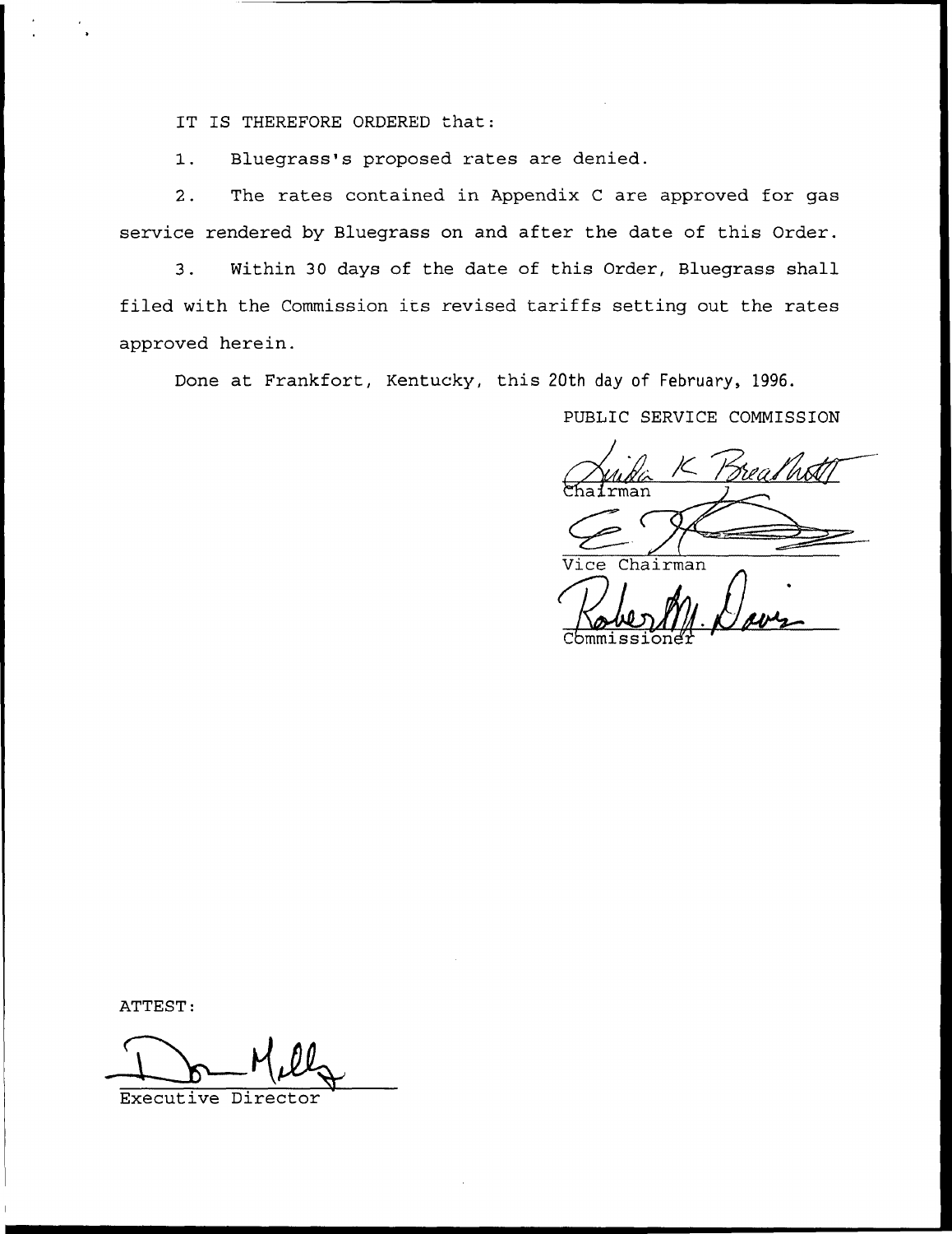IT IS THEREFORE ORDERED that:

1. Bluegrass's proposed rates are denied.

2. The rates contained in Appendix C are approved for gas service rendered by Bluegrass on and after the date of this Order.

3. Within 30 days of the date of this Order, Bluegrass shall filed with the Commission its revised tariffs setting out the rates approved herein.

Done at Frankfort, Kentucky, this 20th day of February, 1996.

PUBLIC SERVICE COMMISSION

Chairman

Vice Chairman

Commissioner

ATTEST:

Executive Director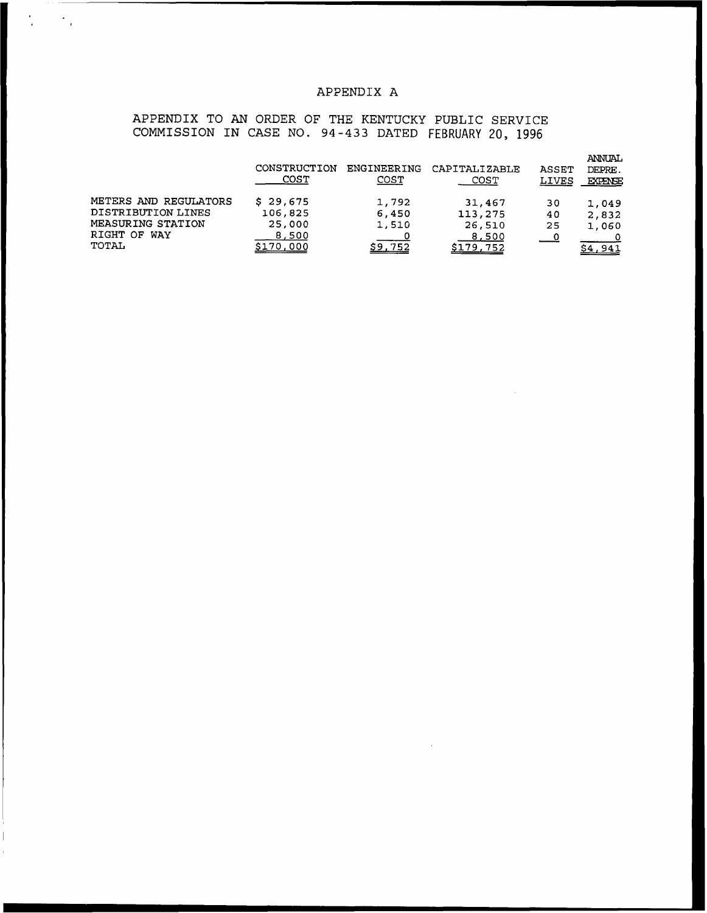# APPENDIX A

APPENDIX TO AN ORDER OF THE KENTUCKY PUBLIC SERVICE COMMISSION IN CASE NO. 94-433 DATED FEBRUARY 20, 1996

| | CONSTRUCTION COST | ENGINEERING COST | CAPITALIZABLE COST | ASSET LIVES | ANNUAL DEPRE. EXPENSE |
|---|---|---|---|---|---|
| METERS AND REGULATORS | $ 29,675 | 1,792 | 31,467 | 30 | 1,049 |
| DISTRIBUTION LINES | 106,825 | 6,450 | 113,275 | 40 | 2,832 |
| MEASURING STATION | 25,000 | 1,510 | 26,510 | 25 | 1,060 |
| RIGHT OF WAY | 8,500 | 0 | 8,500 | 0 | 0 |
| TOTAL | $170,000 | $9,752 | $179,752 | | $4,941 |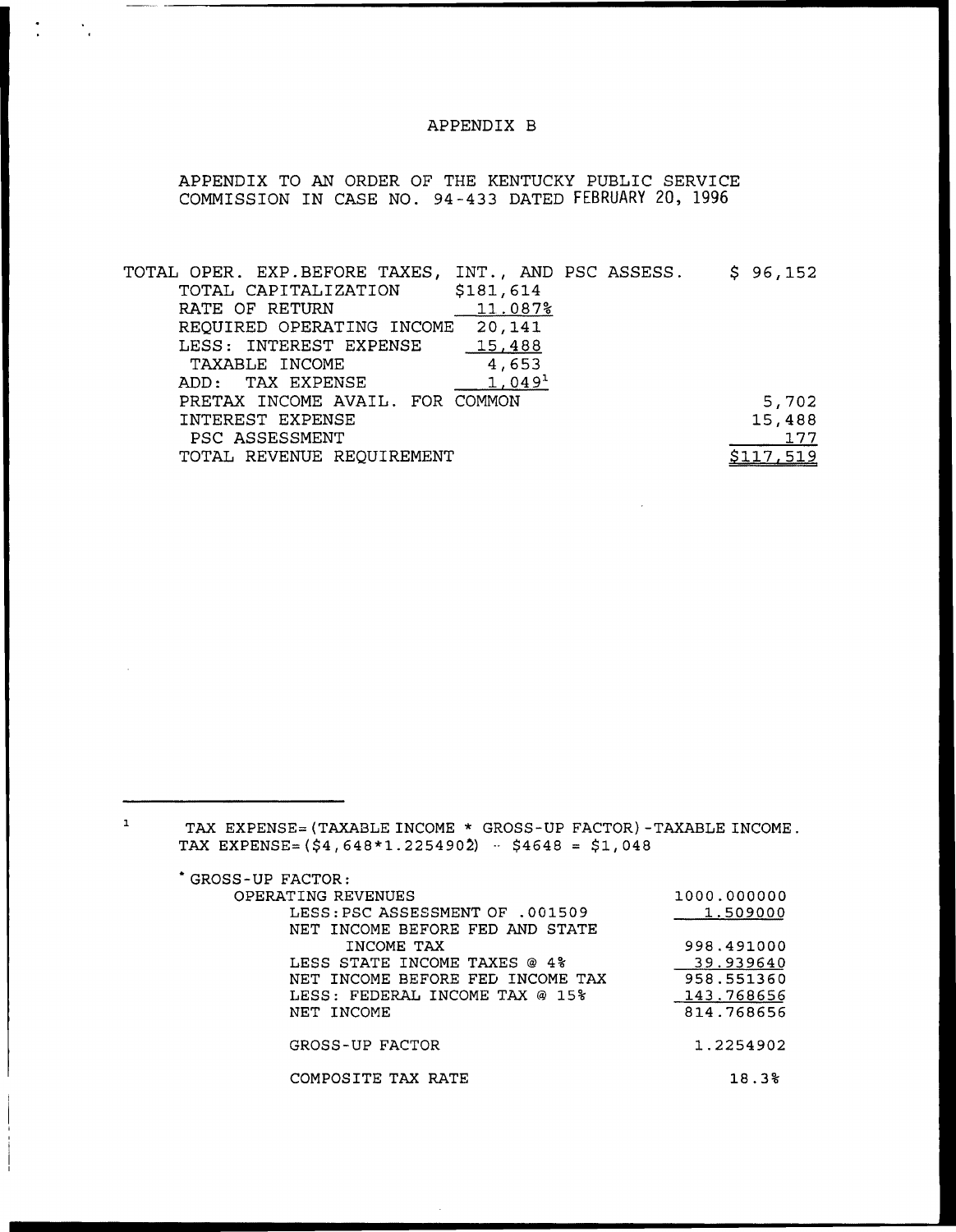# APPENDIX B

APPENDIX TO AN ORDER OF THE KENTUCKY PUBLIC SERVICE COMMISSION IN CASE NO. 94-433 DATED FEBRUARY 20, 1996

| | | |
|---|---|---|
| TOTAL OPER. EXP.BEFORE TAXES, INT., AND PSC ASSESS. | | $ 96,152 |
| TOTAL CAPITALIZATION | $181,614 | |
| RATE OF RETURN | 11.087% | |
| REQUIRED OPERATING INCOME | 20,141 | |
| LESS: INTEREST EXPENSE | 15,488 | |
| TAXABLE INCOME | 4,653 | |
| ADD: TAX EXPENSE | 1,049[1] | |
| PRETAX INCOME AVAIL. FOR COMMON | | 5,702 |
| INTEREST EXPENSE | | 15,488 |
| PSC ASSESSMENT | | 177 |
| TOTAL REVENUE REQUIREMENT | | $117,519 |

---

[1] TAX EXPENSE=(TAXABLE INCOME * GROSS-UP FACTOR)-TAXABLE INCOME.
TAX EXPENSE=($4,648*1.2254902) - $4648 = $1,048

* GROSS-UP FACTOR:

| | |
|---|---|
| OPERATING REVENUES | 1000.000000 |
| LESS:PSC ASSESSMENT OF .001509 | 1.509000 |
| NET INCOME BEFORE FED AND STATE INCOME TAX | 998.491000 |
| LESS STATE INCOME TAXES @ 4% | 39.939640 |
| NET INCOME BEFORE FED INCOME TAX | 958.551360 |
| LESS: FEDERAL INCOME TAX @ 15% | 143.768656 |
| NET INCOME | 814.768656 |
| GROSS-UP FACTOR | 1.2254902 |
| COMPOSITE TAX RATE | 18.3% |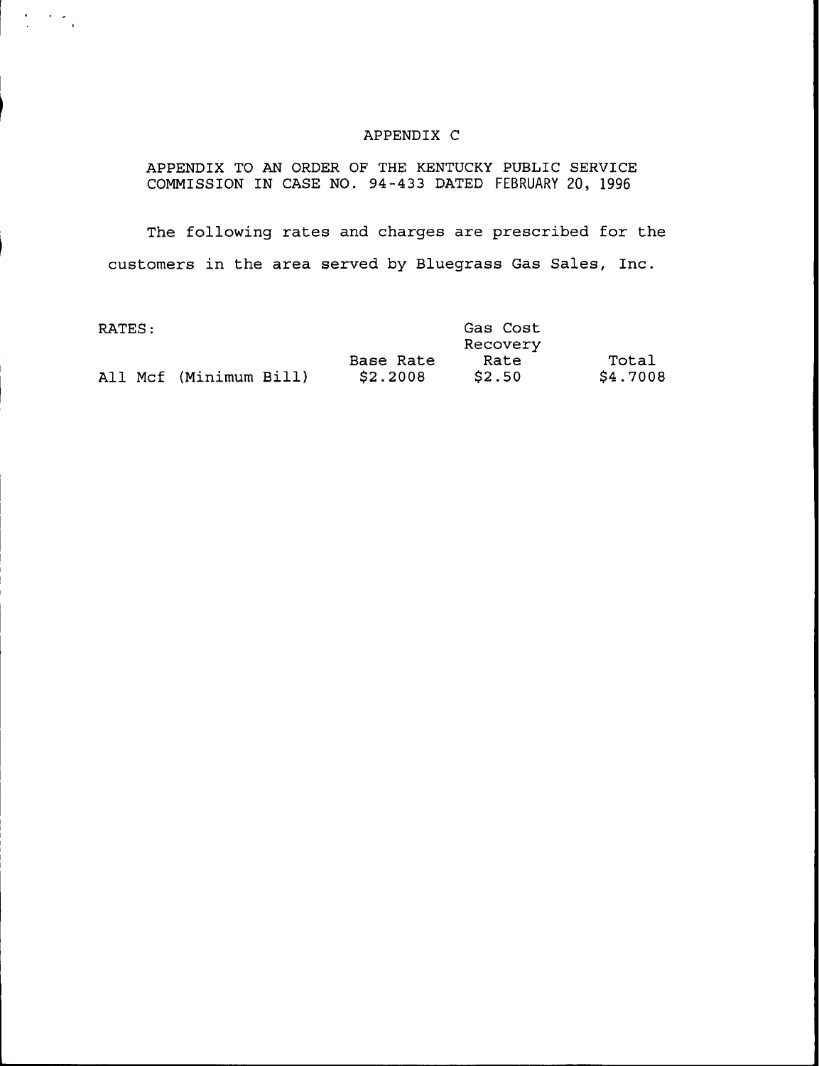# APPENDIX C

APPENDIX TO AN ORDER OF THE KENTUCKY PUBLIC SERVICE COMMISSION IN CASE NO. 94-433 DATED FEBRUARY 20, 1996

The following rates and charges are prescribed for the customers in the area served by Bluegrass Gas Sales, Inc.

| RATES: | Base Rate | Gas Cost Recovery Rate | Total |
|---|---|---|---|
| All Mcf (Minimum Bill) | $2.2008 | $2.50 | $4.7008 |